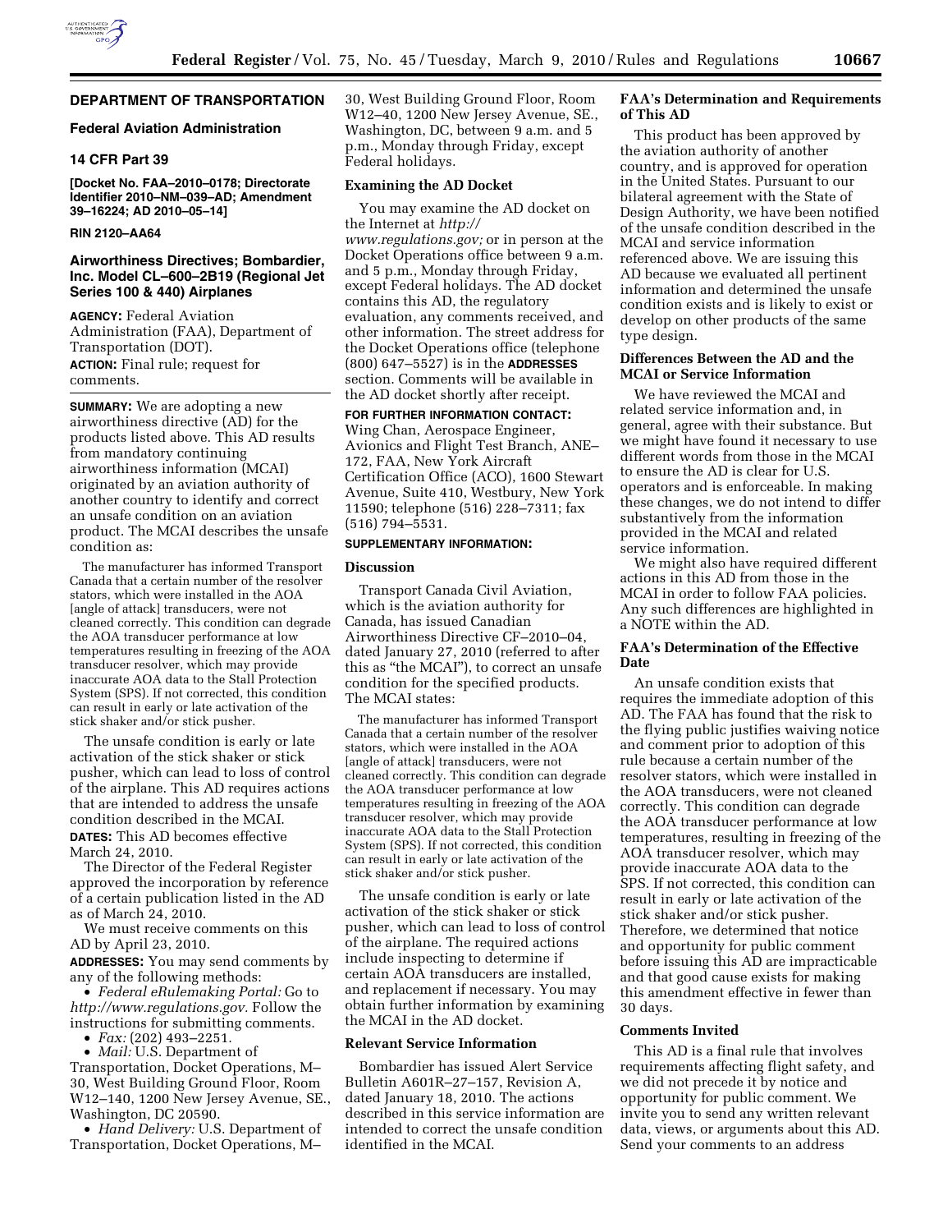# DEPARTMENT OF TRANSPORTATION

## Federal Aviation Administration

### 14 CFR Part 39

**[Docket No. FAA–2010–0178; Directorate Identifier 2010–NM–039–AD; Amendment 39–16224; AD 2010–05–14]**

**RIN 2120–AA64**

## Airworthiness Directives; Bombardier, Inc. Model CL–600–2B19 (Regional Jet Series 100 & 440) Airplanes

**AGENCY:** Federal Aviation Administration (FAA), Department of Transportation (DOT).

**ACTION:** Final rule; request for comments.

**SUMMARY:** We are adopting a new airworthiness directive (AD) for the products listed above. This AD results from mandatory continuing airworthiness information (MCAI) originated by an aviation authority of another country to identify and correct an unsafe condition on an aviation product. The MCAI describes the unsafe condition as:

> The manufacturer has informed Transport Canada that a certain number of the resolver stators, which were installed in the AOA [angle of attack] transducers, were not cleaned correctly. This condition can degrade the AOA transducer performance at low temperatures resulting in freezing of the AOA transducer resolver, which may provide inaccurate AOA data to the Stall Protection System (SPS). If not corrected, this condition can result in early or late activation of the stick shaker and/or stick pusher.

The unsafe condition is early or late activation of the stick shaker or stick pusher, which can lead to loss of control of the airplane. This AD requires actions that are intended to address the unsafe condition described in the MCAI.

**DATES:** This AD becomes effective March 24, 2010.

The Director of the Federal Register approved the incorporation by reference of a certain publication listed in the AD as of March 24, 2010.

We must receive comments on this AD by April 23, 2010.

**ADDRESSES:** You may send comments by any of the following methods:

- *Federal eRulemaking Portal:* Go to *http://www.regulations.gov.* Follow the instructions for submitting comments.
- *Fax:* (202) 493–2251.
- *Mail:* U.S. Department of Transportation, Docket Operations, M–30, West Building Ground Floor, Room W12–140, 1200 New Jersey Avenue, SE., Washington, DC 20590.
- *Hand Delivery:* U.S. Department of Transportation, Docket Operations, M–30, West Building Ground Floor, Room W12–40, 1200 New Jersey Avenue, SE., Washington, DC, between 9 a.m. and 5 p.m., Monday through Friday, except Federal holidays.

### Examining the AD Docket

You may examine the AD docket on the Internet at *http://www.regulations.gov;* or in person at the Docket Operations office between 9 a.m. and 5 p.m., Monday through Friday, except Federal holidays. The AD docket contains this AD, the regulatory evaluation, any comments received, and other information. The street address for the Docket Operations office (telephone (800) 647–5527) is in the **ADDRESSES** section. Comments will be available in the AD docket shortly after receipt.

**FOR FURTHER INFORMATION CONTACT:** Wing Chan, Aerospace Engineer, Avionics and Flight Test Branch, ANE–172, FAA, New York Aircraft Certification Office (ACO), 1600 Stewart Avenue, Suite 410, Westbury, New York 11590; telephone (516) 228–7311; fax (516) 794–5531.

**SUPPLEMENTARY INFORMATION:**

### Discussion

Transport Canada Civil Aviation, which is the aviation authority for Canada, has issued Canadian Airworthiness Directive CF–2010–04, dated January 27, 2010 (referred to after this as "the MCAI"), to correct an unsafe condition for the specified products. The MCAI states:

> The manufacturer has informed Transport Canada that a certain number of the resolver stators, which were installed in the AOA [angle of attack] transducers, were not cleaned correctly. This condition can degrade the AOA transducer performance at low temperatures resulting in freezing of the AOA transducer resolver, which may provide inaccurate AOA data to the Stall Protection System (SPS). If not corrected, this condition can result in early or late activation of the stick shaker and/or stick pusher.

The unsafe condition is early or late activation of the stick shaker or stick pusher, which can lead to loss of control of the airplane. The required actions include inspecting to determine if certain AOA transducers are installed, and replacement if necessary. You may obtain further information by examining the MCAI in the AD docket.

### Relevant Service Information

Bombardier has issued Alert Service Bulletin A601R–27–157, Revision A, dated January 18, 2010. The actions described in this service information are intended to correct the unsafe condition identified in the MCAI.

### FAA's Determination and Requirements of This AD

This product has been approved by the aviation authority of another country, and is approved for operation in the United States. Pursuant to our bilateral agreement with the State of Design Authority, we have been notified of the unsafe condition described in the MCAI and service information referenced above. We are issuing this AD because we evaluated all pertinent information and determined the unsafe condition exists and is likely to exist or develop on other products of the same type design.

### Differences Between the AD and the MCAI or Service Information

We have reviewed the MCAI and related service information and, in general, agree with their substance. But we might have found it necessary to use different words from those in the MCAI to ensure the AD is clear for U.S. operators and is enforceable. In making these changes, we do not intend to differ substantively from the information provided in the MCAI and related service information.

We might also have required different actions in this AD from those in the MCAI in order to follow FAA policies. Any such differences are highlighted in a NOTE within the AD.

### FAA's Determination of the Effective Date

An unsafe condition exists that requires the immediate adoption of this AD. The FAA has found that the risk to the flying public justifies waiving notice and comment prior to adoption of this rule because a certain number of the resolver stators, which were installed in the AOA transducers, were not cleaned correctly. This condition can degrade the AOA transducer performance at low temperatures, resulting in freezing of the AOA transducer resolver, which may provide inaccurate AOA data to the SPS. If not corrected, this condition can result in early or late activation of the stick shaker and/or stick pusher. Therefore, we determined that notice and opportunity for public comment before issuing this AD are impracticable and that good cause exists for making this amendment effective in fewer than 30 days.

### Comments Invited

This AD is a final rule that involves requirements affecting flight safety, and we did not precede it by notice and opportunity for public comment. We invite you to send any written relevant data, views, or arguments about this AD. Send your comments to an address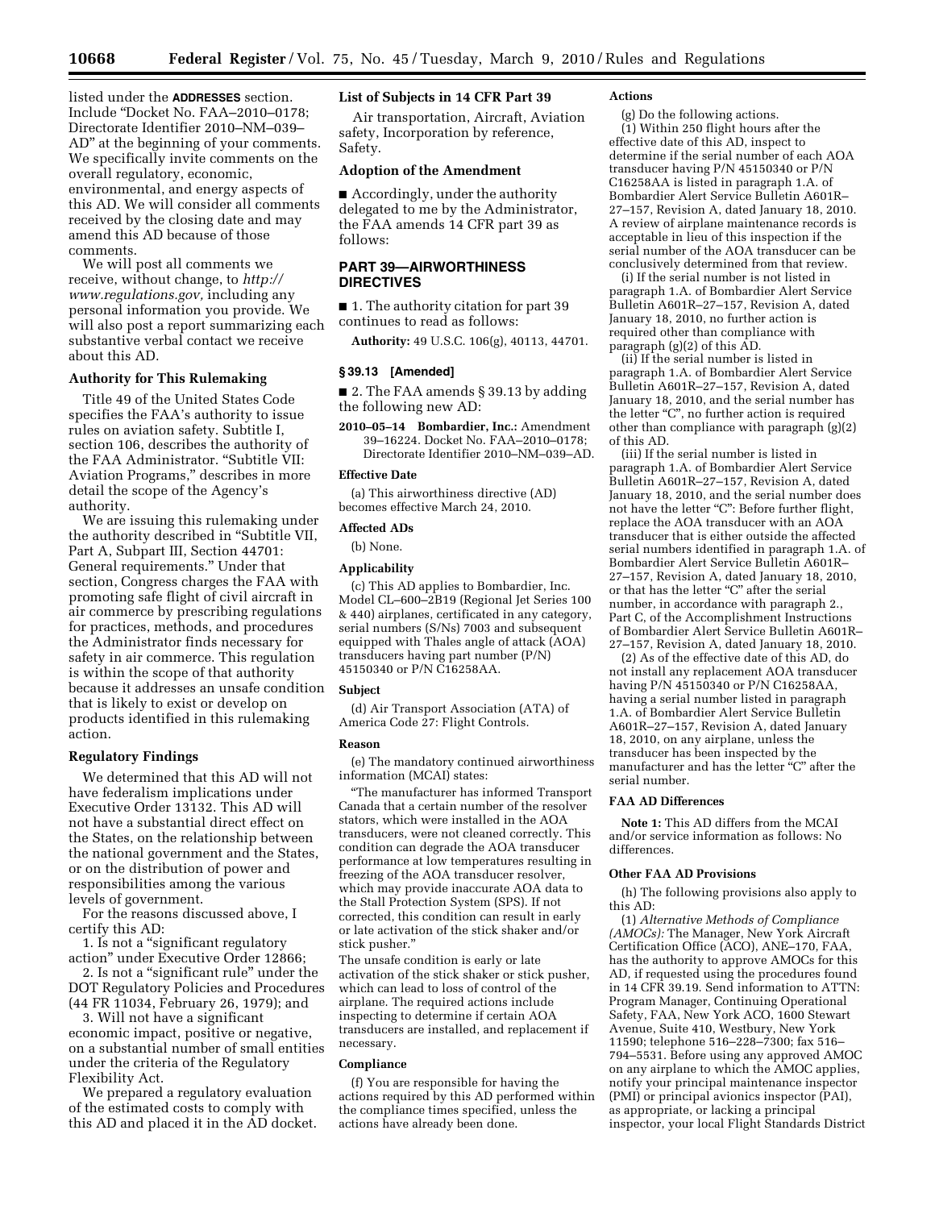listed under the **ADDRESSES** section. Include "Docket No. FAA–2010–0178; Directorate Identifier 2010–NM–039–AD" at the beginning of your comments. We specifically invite comments on the overall regulatory, economic, environmental, and energy aspects of this AD. We will consider all comments received by the closing date and may amend this AD because of those comments.

We will post all comments we receive, without change, to *http://www.regulations.gov,* including any personal information you provide. We will also post a report summarizing each substantive verbal contact we receive about this AD.

### Authority for This Rulemaking

Title 49 of the United States Code specifies the FAA's authority to issue rules on aviation safety. Subtitle I, section 106, describes the authority of the FAA Administrator. "Subtitle VII: Aviation Programs," describes in more detail the scope of the Agency's authority.

We are issuing this rulemaking under the authority described in "Subtitle VII, Part A, Subpart III, Section 44701: General requirements." Under that section, Congress charges the FAA with promoting safe flight of civil aircraft in air commerce by prescribing regulations for practices, methods, and procedures the Administrator finds necessary for safety in air commerce. This regulation is within the scope of that authority because it addresses an unsafe condition that is likely to exist or develop on products identified in this rulemaking action.

### Regulatory Findings

We determined that this AD will not have federalism implications under Executive Order 13132. This AD will not have a substantial direct effect on the States, on the relationship between the national government and the States, or on the distribution of power and responsibilities among the various levels of government.

For the reasons discussed above, I certify this AD:

1. Is not a "significant regulatory action" under Executive Order 12866;
2. Is not a "significant rule" under the DOT Regulatory Policies and Procedures (44 FR 11034, February 26, 1979); and
3. Will not have a significant economic impact, positive or negative, on a substantial number of small entities under the criteria of the Regulatory Flexibility Act.

We prepared a regulatory evaluation of the estimated costs to comply with this AD and placed it in the AD docket.

### List of Subjects in 14 CFR Part 39

Air transportation, Aircraft, Aviation safety, Incorporation by reference, Safety.

### Adoption of the Amendment

■ Accordingly, under the authority delegated to me by the Administrator, the FAA amends 14 CFR part 39 as follows:

## PART 39—AIRWORTHINESS DIRECTIVES

■ 1. The authority citation for part 39 continues to read as follows:

**Authority:** 49 U.S.C. 106(g), 40113, 44701.

### § 39.13 [Amended]

■ 2. The FAA amends § 39.13 by adding the following new AD:

**2010–05–14 Bombardier, Inc.:** Amendment 39–16224. Docket No. FAA–2010–0178; Directorate Identifier 2010–NM–039–AD.

#### Effective Date

(a) This airworthiness directive (AD) becomes effective March 24, 2010.

#### Affected ADs

(b) None.

#### Applicability

(c) This AD applies to Bombardier, Inc. Model CL–600–2B19 (Regional Jet Series 100 & 440) airplanes, certificated in any category, serial numbers (S/Ns) 7003 and subsequent equipped with Thales angle of attack (AOA) transducers having part number (P/N) 45150340 or P/N C16258AA.

#### Subject

(d) Air Transport Association (ATA) of America Code 27: Flight Controls.

#### Reason

(e) The mandatory continued airworthiness information (MCAI) states:

"The manufacturer has informed Transport Canada that a certain number of the resolver stators, which were installed in the AOA transducers, were not cleaned correctly. This condition can degrade the AOA transducer performance at low temperatures resulting in freezing of the AOA transducer resolver, which may provide inaccurate AOA data to the Stall Protection System (SPS). If not corrected, this condition can result in early or late activation of the stick shaker and/or stick pusher."

The unsafe condition is early or late activation of the stick shaker or stick pusher, which can lead to loss of control of the airplane. The required actions include inspecting to determine if certain AOA transducers are installed, and replacement if necessary.

#### Compliance

(f) You are responsible for having the actions required by this AD performed within the compliance times specified, unless the actions have already been done.

#### Actions

(g) Do the following actions.

(1) Within 250 flight hours after the effective date of this AD, inspect to determine if the serial number of each AOA transducer having P/N 45150340 or P/N C16258AA is listed in paragraph 1.A. of Bombardier Alert Service Bulletin A601R–27–157, Revision A, dated January 18, 2010. A review of airplane maintenance records is acceptable in lieu of this inspection if the serial number of the AOA transducer can be conclusively determined from that review.

(i) If the serial number is not listed in paragraph 1.A. of Bombardier Alert Service Bulletin A601R–27–157, Revision A, dated January 18, 2010, no further action is required other than compliance with paragraph (g)(2) of this AD.

(ii) If the serial number is listed in paragraph 1.A. of Bombardier Alert Service Bulletin A601R–27–157, Revision A, dated January 18, 2010, and the serial number has the letter "C", no further action is required other than compliance with paragraph (g)(2) of this AD.

(iii) If the serial number is listed in paragraph 1.A. of Bombardier Alert Service Bulletin A601R–27–157, Revision A, dated January 18, 2010, and the serial number does not have the letter "C": Before further flight, replace the AOA transducer with an AOA transducer that is either outside the affected serial numbers identified in paragraph 1.A. of Bombardier Alert Service Bulletin A601R–27–157, Revision A, dated January 18, 2010, or that has the letter "C" after the serial number, in accordance with paragraph 2., Part C, of the Accomplishment Instructions of Bombardier Alert Service Bulletin A601R–27–157, Revision A, dated January 18, 2010.

(2) As of the effective date of this AD, do not install any replacement AOA transducer having P/N 45150340 or P/N C16258AA, having a serial number listed in paragraph 1.A. of Bombardier Alert Service Bulletin A601R–27–157, Revision A, dated January 18, 2010, on any airplane, unless the transducer has been inspected by the manufacturer and has the letter "C" after the serial number.

#### FAA AD Differences

**Note 1:** This AD differs from the MCAI and/or service information as follows: No differences.

#### Other FAA AD Provisions

(h) The following provisions also apply to this AD:

(1) *Alternative Methods of Compliance (AMOCs):* The Manager, New York Aircraft Certification Office (ACO), ANE–170, FAA, has the authority to approve AMOCs for this AD, if requested using the procedures found in 14 CFR 39.19. Send information to ATTN: Program Manager, Continuing Operational Safety, FAA, New York ACO, 1600 Stewart Avenue, Suite 410, Westbury, New York 11590; telephone 516–228–7300; fax 516–794–5531. Before using any approved AMOC on any airplane to which the AMOC applies, notify your principal maintenance inspector (PMI) or principal avionics inspector (PAI), as appropriate, or lacking a principal inspector, your local Flight Standards District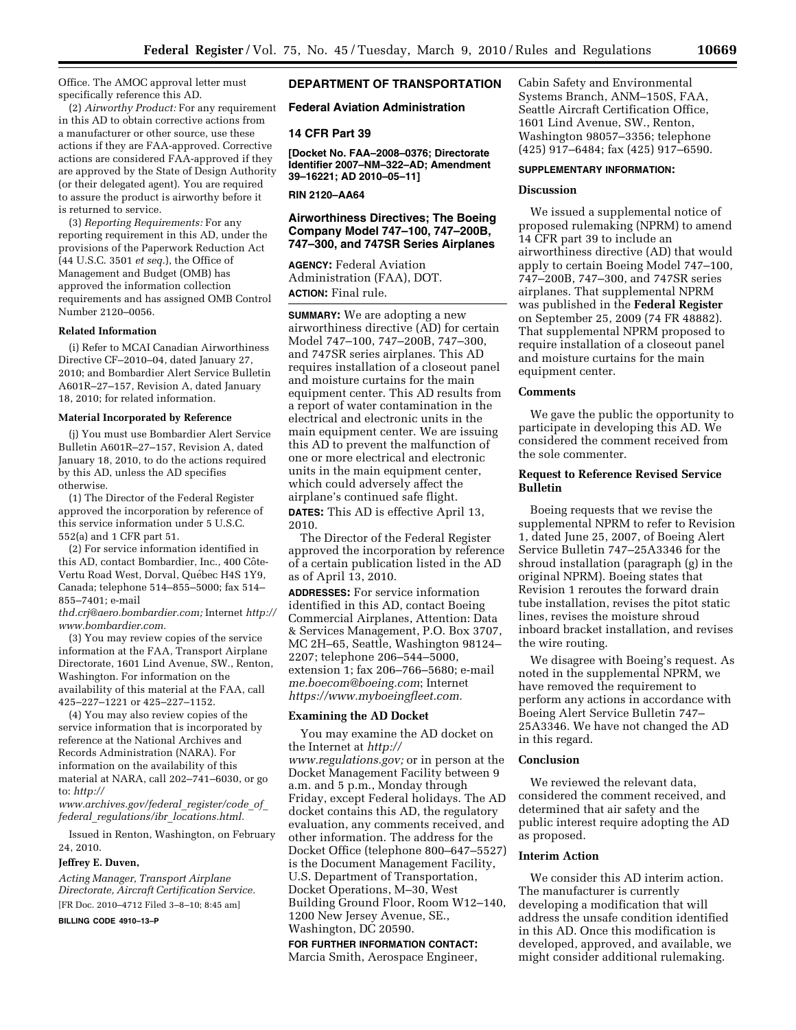Office. The AMOC approval letter must specifically reference this AD.

(2) *Airworthy Product:* For any requirement in this AD to obtain corrective actions from a manufacturer or other source, use these actions if they are FAA-approved. Corrective actions are considered FAA-approved if they are approved by the State of Design Authority (or their delegated agent). You are required to assure the product is airworthy before it is returned to service.

(3) *Reporting Requirements:* For any reporting requirement in this AD, under the provisions of the Paperwork Reduction Act (44 U.S.C. 3501 *et seq.*), the Office of Management and Budget (OMB) has approved the information collection requirements and has assigned OMB Control Number 2120–0056.

**Related Information**

(i) Refer to MCAI Canadian Airworthiness Directive CF–2010–04, dated January 27, 2010; and Bombardier Alert Service Bulletin A601R–27–157, Revision A, dated January 18, 2010; for related information.

**Material Incorporated by Reference**

(j) You must use Bombardier Alert Service Bulletin A601R–27–157, Revision A, dated January 18, 2010, to do the actions required by this AD, unless the AD specifies otherwise.

(1) The Director of the Federal Register approved the incorporation by reference of this service information under 5 U.S.C. 552(a) and 1 CFR part 51.

(2) For service information identified in this AD, contact Bombardier, Inc., 400 Côte-Vertu Road West, Dorval, Québec H4S 1Y9, Canada; telephone 514–855–5000; fax 514–855–7401; e-mail *thd.crj@aero.bombardier.com;* Internet *http://www.bombardier.com.*

(3) You may review copies of the service information at the FAA, Transport Airplane Directorate, 1601 Lind Avenue, SW., Renton, Washington. For information on the availability of this material at the FAA, call 425–227–1221 or 425–227–1152.

(4) You may also review copies of the service information that is incorporated by reference at the National Archives and Records Administration (NARA). For information on the availability of this material at NARA, call 202–741–6030, or go to: *http://www.archives.gov/federal_register/code_of_federal_regulations/ibr_locations.html.*

Issued in Renton, Washington, on February 24, 2010.

**Jeffrey E. Duven,**

*Acting Manager, Transport Airplane Directorate, Aircraft Certification Service.*

[FR Doc. 2010–4712 Filed 3–8–10; 8:45 am]

**BILLING CODE 4910–13–P**

## DEPARTMENT OF TRANSPORTATION

### Federal Aviation Administration

### 14 CFR Part 39

**[Docket No. FAA–2008–0376; Directorate Identifier 2007–NM–322–AD; Amendment 39–16221; AD 2010–05–11]**

**RIN 2120–AA64**

### Airworthiness Directives; The Boeing Company Model 747–100, 747–200B, 747–300, and 747SR Series Airplanes

**AGENCY:** Federal Aviation Administration (FAA), DOT.

**ACTION:** Final rule.

**SUMMARY:** We are adopting a new airworthiness directive (AD) for certain Model 747–100, 747–200B, 747–300, and 747SR series airplanes. This AD requires installation of a closeout panel and moisture curtains for the main equipment center. This AD results from a report of water contamination in the electrical and electronic units in the main equipment center. We are issuing this AD to prevent the malfunction of one or more electrical and electronic units in the main equipment center, which could adversely affect the airplane's continued safe flight.

**DATES:** This AD is effective April 13, 2010.

The Director of the Federal Register approved the incorporation by reference of a certain publication listed in the AD as of April 13, 2010.

**ADDRESSES:** For service information identified in this AD, contact Boeing Commercial Airplanes, Attention: Data & Services Management, P.O. Box 3707, MC 2H–65, Seattle, Washington 98124–2207; telephone 206–544–5000, extension 1; fax 206–766–5680; e-mail *me.boecom@boeing.com*; Internet *https://www.myboeingfleet.com.*

**Examining the AD Docket**

You may examine the AD docket on the Internet at *http://www.regulations.gov;* or in person at the Docket Management Facility between 9 a.m. and 5 p.m., Monday through Friday, except Federal holidays. The AD docket contains this AD, the regulatory evaluation, any comments received, and other information. The address for the Docket Office (telephone 800–647–5527) is the Document Management Facility, U.S. Department of Transportation, Docket Operations, M–30, West Building Ground Floor, Room W12–140, 1200 New Jersey Avenue, SE., Washington, DC 20590.

**FOR FURTHER INFORMATION CONTACT:** Marcia Smith, Aerospace Engineer, Cabin Safety and Environmental Systems Branch, ANM–150S, FAA, Seattle Aircraft Certification Office, 1601 Lind Avenue, SW., Renton, Washington 98057–3356; telephone (425) 917–6484; fax (425) 917–6590.

**SUPPLEMENTARY INFORMATION:**

**Discussion**

We issued a supplemental notice of proposed rulemaking (NPRM) to amend 14 CFR part 39 to include an airworthiness directive (AD) that would apply to certain Boeing Model 747–100, 747–200B, 747–300, and 747SR series airplanes. That supplemental NPRM was published in the **Federal Register** on September 25, 2009 (74 FR 48882). That supplemental NPRM proposed to require installation of a closeout panel and moisture curtains for the main equipment center.

**Comments**

We gave the public the opportunity to participate in developing this AD. We considered the comment received from the sole commenter.

**Request to Reference Revised Service Bulletin**

Boeing requests that we revise the supplemental NPRM to refer to Revision 1, dated June 25, 2007, of Boeing Alert Service Bulletin 747–25A3346 for the shroud installation (paragraph (g) in the original NPRM). Boeing states that Revision 1 reroutes the forward drain tube installation, revises the pitot static lines, revises the moisture shroud inboard bracket installation, and revises the wire routing.

We disagree with Boeing's request. As noted in the supplemental NPRM, we have removed the requirement to perform any actions in accordance with Boeing Alert Service Bulletin 747–25A3346. We have not changed the AD in this regard.

**Conclusion**

We reviewed the relevant data, considered the comment received, and determined that air safety and the public interest require adopting the AD as proposed.

**Interim Action**

We consider this AD interim action. The manufacturer is currently developing a modification that will address the unsafe condition identified in this AD. Once this modification is developed, approved, and available, we might consider additional rulemaking.